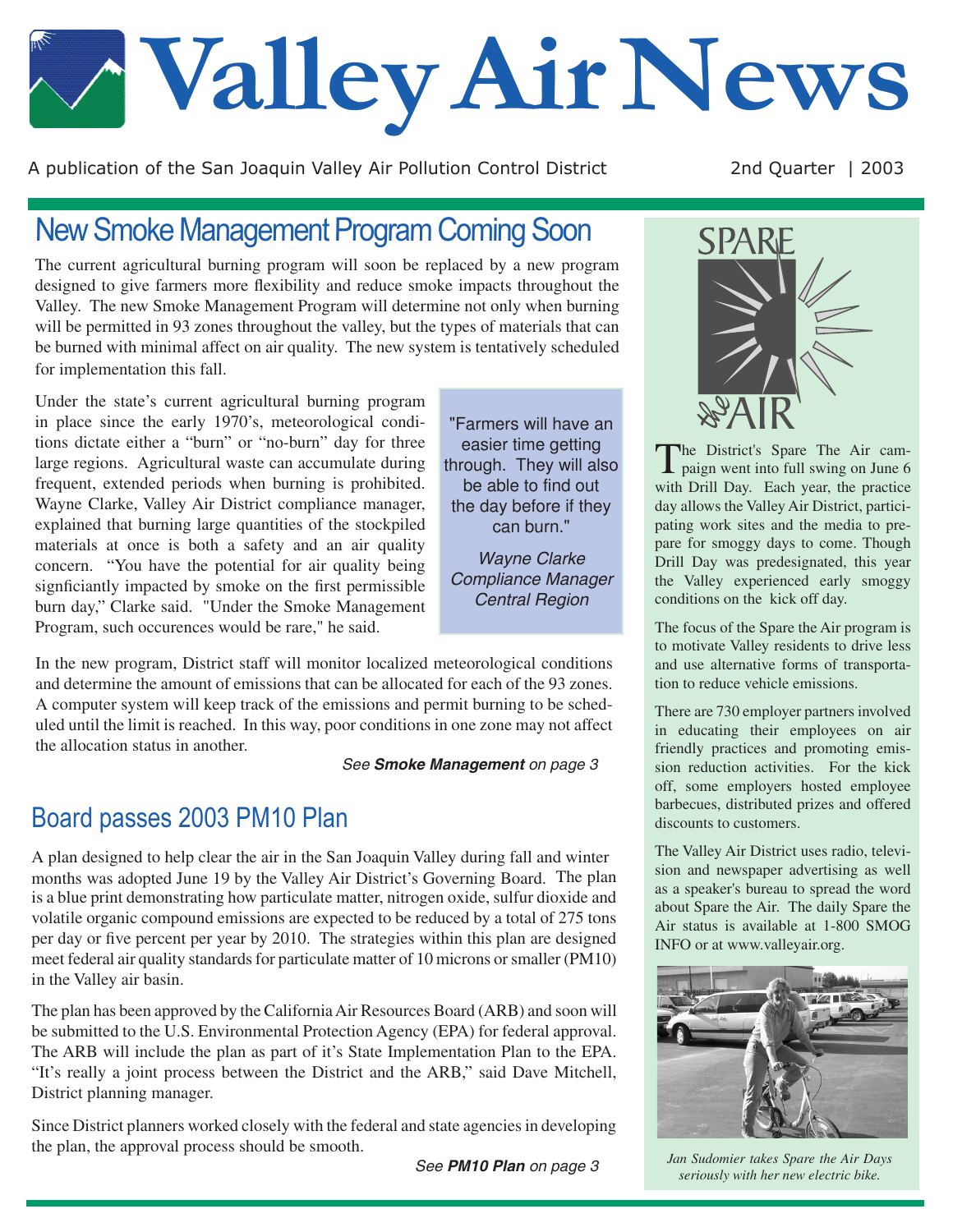# Valley Air News

A publication of the San Joaquin Valley Air Pollution Control District

2nd Quarter | 2003

## New Smoke Management Program Coming Soon

The current agricultural burning program will soon be replaced by a new program designed to give farmers more flexibility and reduce smoke impacts throughout the Valley. The new Smoke Management Program will determine not only when burning will be permitted in 93 zones throughout the valley, but the types of materials that can be burned with minimal affect on air quality. The new system is tentatively scheduled for implementation this fall.

Under the state's current agricultural burning program in place since the early 1970's, meteorological conditions dictate either a "burn" or "no-burn" day for three large regions. Agricultural waste can accumulate during frequent, extended periods when burning is prohibited. Wayne Clarke, Valley Air District compliance manager, explained that burning large quantities of the stockpiled materials at once is both a safety and an air quality concern. "You have the potential for air quality being signficiantly impacted by smoke on the first permissible burn day," Clarke said. "Under the Smoke Management Program, such occurences would be rare," he said.

> "Farmers will have an easier time getting through. They will also be able to find out the day before if they can burn."
>
> *Wayne Clarke*
> *Compliance Manager*
> *Central Region*

In the new program, District staff will monitor localized meteorological conditions and determine the amount of emissions that can be allocated for each of the 93 zones. A computer system will keep track of the emissions and permit burning to be scheduled until the limit is reached. In this way, poor conditions in one zone may not affect the allocation status in another.

*See **Smoke Management** on page 3*

## Board passes 2003 PM10 Plan

A plan designed to help clear the air in the San Joaquin Valley during fall and winter months was adopted June 19 by the Valley Air District's Governing Board. The plan is a blue print demonstrating how particulate matter, nitrogen oxide, sulfur dioxide and volatile organic compound emissions are expected to be reduced by a total of 275 tons per day or five percent per year by 2010. The strategies within this plan are designed meet federal air quality standards for particulate matter of 10 microns or smaller (PM10) in the Valley air basin.

The plan has been approved by the California Air Resources Board (ARB) and soon will be submitted to the U.S. Environmental Protection Agency (EPA) for federal approval. The ARB will include the plan as part of it's State Implementation Plan to the EPA. "It's really a joint process between the District and the ARB," said Dave Mitchell, District planning manager.

Since District planners worked closely with the federal and state agencies in developing the plan, the approval process should be smooth.

*See **PM10 Plan** on page 3*

## Spare the Air

The District's Spare The Air campaign went into full swing on June 6 with Drill Day. Each year, the practice day allows the Valley Air District, participating work sites and the media to prepare for smoggy days to come. Though Drill Day was predesignated, this year the Valley experienced early smoggy conditions on the kick off day.

The focus of the Spare the Air program is to motivate Valley residents to drive less and use alternative forms of transportation to reduce vehicle emissions.

There are 730 employer partners involved in educating their employees on air friendly practices and promoting emission reduction activities. For the kick off, some employers hosted employee barbecues, distributed prizes and offered discounts to customers.

The Valley Air District uses radio, television and newspaper advertising as well as a speaker's bureau to spread the word about Spare the Air. The daily Spare the Air status is available at 1-800 SMOG INFO or at www.valleyair.org.

*Jan Sudomier takes Spare the Air Days seriously with her new electric bike.*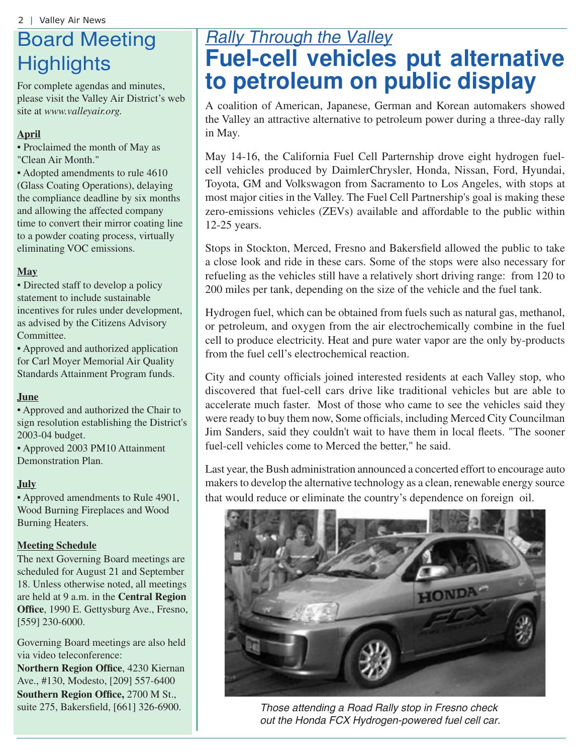# Board Meeting Highlights

For complete agendas and minutes, please visit the Valley Air District's web site at *www.valleyair.org*.

**April**

- Proclaimed the month of May as "Clean Air Month."
- Adopted amendments to rule 4610 (Glass Coating Operations), delaying the compliance deadline by six months and allowing the affected company time to convert their mirror coating line to a powder coating process, virtually eliminating VOC emissions.

**May**

- Directed staff to develop a policy statement to include sustainable incentives for rules under development, as advised by the Citizens Advisory Committee.
- Approved and authorized application for Carl Moyer Memorial Air Quality Standards Attainment Program funds.

**June**

- Approved and authorized the Chair to sign resolution establishing the District's 2003-04 budget.
- Approved 2003 PM10 Attainment Demonstration Plan.

**July**

- Approved amendments to Rule 4901, Wood Burning Fireplaces and Wood Burning Heaters.

**Meeting Schedule**

The next Governing Board meetings are scheduled for August 21 and September 18. Unless otherwise noted, all meetings are held at 9 a.m. in the **Central Region Office**, 1990 E. Gettysburg Ave., Fresno, [559] 230-6000.

Governing Board meetings are also held via video teleconference:
**Northern Region Office**, 4230 Kiernan Ave., #130, Modesto, [209] 557-6400
**Southern Region Office,** 2700 M St., suite 275, Bakersfield, [661] 326-6900.

*Rally Through the Valley*

# Fuel-cell vehicles put alternative to petroleum on public display

A coalition of American, Japanese, German and Korean automakers showed the Valley an attractive alternative to petroleum power during a three-day rally in May.

May 14-16, the California Fuel Cell Parternship drove eight hydrogen fuel-cell vehicles produced by DaimlerChrysler, Honda, Nissan, Ford, Hyundai, Toyota, GM and Volkswagon from Sacramento to Los Angeles, with stops at most major cities in the Valley. The Fuel Cell Partnership's goal is making these zero-emissions vehicles (ZEVs) available and affordable to the public within 12-25 years.

Stops in Stockton, Merced, Fresno and Bakersfield allowed the public to take a close look and ride in these cars. Some of the stops were also necessary for refueling as the vehicles still have a relatively short driving range: from 120 to 200 miles per tank, depending on the size of the vehicle and the fuel tank.

Hydrogen fuel, which can be obtained from fuels such as natural gas, methanol, or petroleum, and oxygen from the air electrochemically combine in the fuel cell to produce electricity. Heat and pure water vapor are the only by-products from the fuel cell's electrochemical reaction.

City and county officials joined interested residents at each Valley stop, who discovered that fuel-cell cars drive like traditional vehicles but are able to accelerate much faster. Most of those who came to see the vehicles said they were ready to buy them now, Some officials, including Merced City Councilman Jim Sanders, said they couldn't wait to have them in local fleets. "The sooner fuel-cell vehicles come to Merced the better," he said.

Last year, the Bush administration announced a concerted effort to encourage auto makers to develop the alternative technology as a clean, renewable energy source that would reduce or eliminate the country's dependence on foreign oil.

*Those attending a Road Rally stop in Fresno check out the Honda FCX Hydrogen-powered fuel cell car.*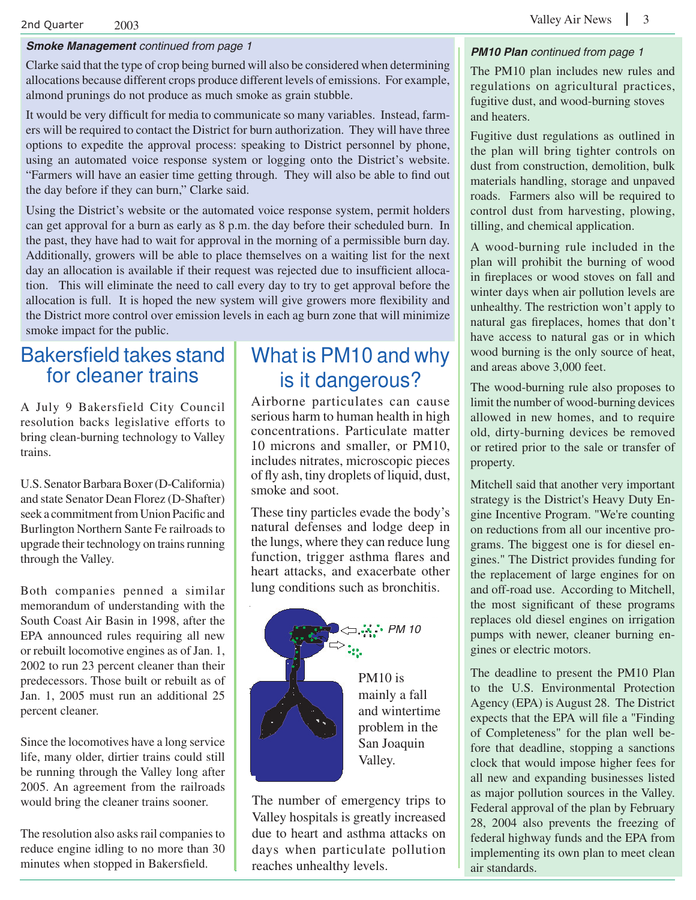***Smoke Management** continued from page 1*

Clarke said that the type of crop being burned will also be considered when determining allocations because different crops produce different levels of emissions. For example, almond prunings do not produce as much smoke as grain stubble.

It would be very difficult for media to communicate so many variables. Instead, farmers will be required to contact the District for burn authorization. They will have three options to expedite the approval process: speaking to District personnel by phone, using an automated voice response system or logging onto the District's website. "Farmers will have an easier time getting through. They will also be able to find out the day before if they can burn," Clarke said.

Using the District's website or the automated voice response system, permit holders can get approval for a burn as early as 8 p.m. the day before their scheduled burn. In the past, they have had to wait for approval in the morning of a permissible burn day. Additionally, growers will be able to place themselves on a waiting list for the next day an allocation is available if their request was rejected due to insufficient allocation. This will eliminate the need to call every day to try to get approval before the allocation is full. It is hoped the new system will give growers more flexibility and the District more control over emission levels in each ag burn zone that will minimize smoke impact for the public.

# Bakersfield takes stand for cleaner trains

A July 9 Bakersfield City Council resolution backs legislative efforts to bring clean-burning technology to Valley trains.

U.S. Senator Barbara Boxer (D-California) and state Senator Dean Florez (D-Shafter) seek a commitment from Union Pacific and Burlington Northern Sante Fe railroads to upgrade their technology on trains running through the Valley.

Both companies penned a similar memorandum of understanding with the South Coast Air Basin in 1998, after the EPA announced rules requiring all new or rebuilt locomotive engines as of Jan. 1, 2002 to run 23 percent cleaner than their predecessors. Those built or rebuilt as of Jan. 1, 2005 must run an additional 25 percent cleaner.

Since the locomotives have a long service life, many older, dirtier trains could still be running through the Valley long after 2005. An agreement from the railroads would bring the cleaner trains sooner.

The resolution also asks rail companies to reduce engine idling to no more than 30 minutes when stopped in Bakersfield.

# What is PM10 and why is it dangerous?

Airborne particulates can cause serious harm to human health in high concentrations. Particulate matter 10 microns and smaller, or PM10, includes nitrates, microscopic pieces of fly ash, tiny droplets of liquid, dust, smoke and soot.

These tiny particles evade the body's natural defenses and lodge deep in the lungs, where they can reduce lung function, trigger asthma flares and heart attacks, and exacerbate other lung conditions such as bronchitis.

PM 10

PM10 is mainly a fall and wintertime problem in the San Joaquin Valley.

The number of emergency trips to Valley hospitals is greatly increased due to heart and asthma attacks on days when particulate pollution reaches unhealthy levels.

***PM10 Plan** continued from page 1*

The PM10 plan includes new rules and regulations on agricultural practices, fugitive dust, and wood-burning stoves and heaters.

Fugitive dust regulations as outlined in the plan will bring tighter controls on dust from construction, demolition, bulk materials handling, storage and unpaved roads. Farmers also will be required to control dust from harvesting, plowing, tilling, and chemical application.

A wood-burning rule included in the plan will prohibit the burning of wood in fireplaces or wood stoves on fall and winter days when air pollution levels are unhealthy. The restriction won't apply to natural gas fireplaces, homes that don't have access to natural gas or in which wood burning is the only source of heat, and areas above 3,000 feet.

The wood-burning rule also proposes to limit the number of wood-burning devices allowed in new homes, and to require old, dirty-burning devices be removed or retired prior to the sale or transfer of property.

Mitchell said that another very important strategy is the District's Heavy Duty Engine Incentive Program. "We're counting on reductions from all our incentive programs. The biggest one is for diesel engines." The District provides funding for the replacement of large engines for on and off-road use. According to Mitchell, the most significant of these programs replaces old diesel engines on irrigation pumps with newer, cleaner burning engines or electric motors.

The deadline to present the PM10 Plan to the U.S. Environmental Protection Agency (EPA) is August 28. The District expects that the EPA will file a "Finding of Completeness" for the plan well before that deadline, stopping a sanctions clock that would impose higher fees for all new and expanding businesses listed as major pollution sources in the Valley. Federal approval of the plan by February 28, 2004 also prevents the freezing of federal highway funds and the EPA from implementing its own plan to meet clean air standards.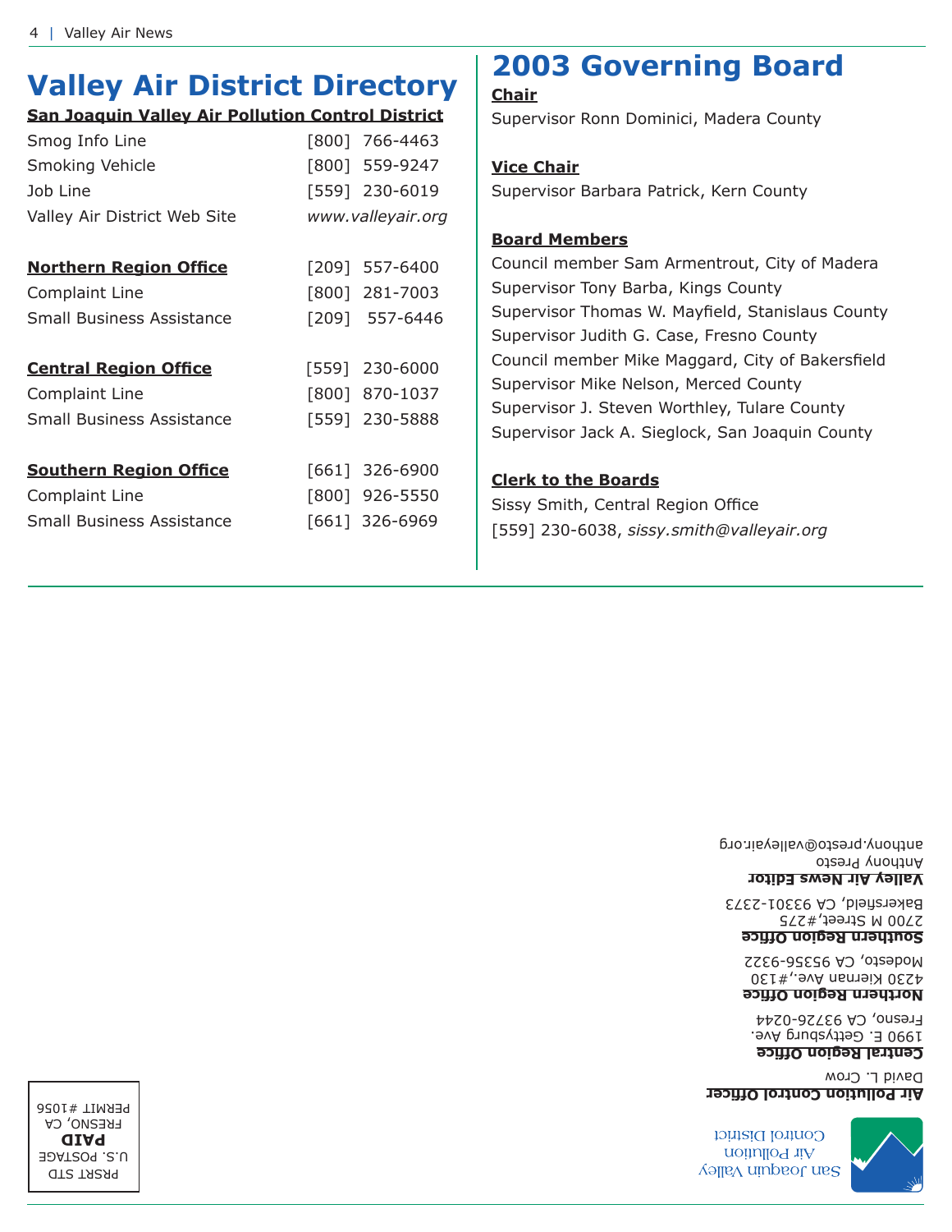# Valley Air District Directory

**San Joaquin Valley Air Pollution Control District**

| | |
|---|---|
| Smog Info Line | [800] 766-4463 |
| Smoking Vehicle | [800] 559-9247 |
| Job Line | [559] 230-6019 |
| Valley Air District Web Site | *www.valleyair.org* |

| | |
|---|---|
| **Northern Region Office** | [209] 557-6400 |
| Complaint Line | [800] 281-7003 |
| Small Business Assistance | [209] 557-6446 |

| | |
|---|---|
| **Central Region Office** | [559] 230-6000 |
| Complaint Line | [800] 870-1037 |
| Small Business Assistance | [559] 230-5888 |

| | |
|---|---|
| **Southern Region Office** | [661] 326-6900 |
| Complaint Line | [800] 926-5550 |
| Small Business Assistance | [661] 326-6969 |

# 2003 Governing Board

**Chair**

Supervisor Ronn Dominici, Madera County

**Vice Chair**

Supervisor Barbara Patrick, Kern County

**Board Members**

Council member Sam Armentrout, City of Madera
Supervisor Tony Barba, Kings County
Supervisor Thomas W. Mayfield, Stanislaus County
Supervisor Judith G. Case, Fresno County
Council member Mike Maggard, City of Bakersfield
Supervisor Mike Nelson, Merced County
Supervisor J. Steven Worthley, Tulare County
Supervisor Jack A. Sieglock, San Joaquin County

**Clerk to the Boards**

Sissy Smith, Central Region Office
[559] 230-6038, *sissy.smith@valleyair.org*

San Joaquin Valley Air Pollution Control District

**Air Pollution Control Officer**
David L. Crow

**Central Region Office**
1990 E. Gettysburg Ave.
Fresno, CA 93726-0244

**Northern Region Office**
4230 Kiernan Ave.,#130
Modesto, CA 95356-9322

**Southern Region Office**
2700 M Street,#275
Bakersfield, CA 93301-2373

**Valley Air News Editor**
Anthony Presto
anthony.presto@valleyair.org

PRSRT STD
U.S. POSTAGE
**PAID**
FRESNO, CA
PERMIT #1056